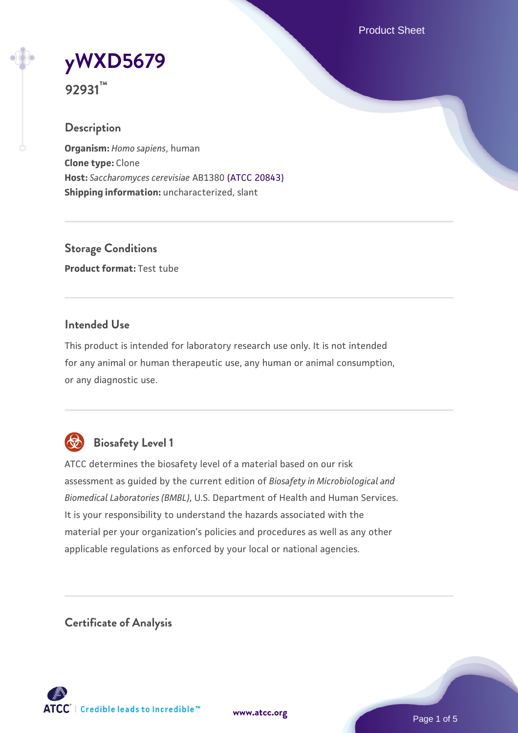# yWXD5679

**92931™**

## Description

**Organism:** *Homo sapiens*, human
**Clone type:** Clone
**Host:** *Saccharomyces cerevisiae* AB1380 (ATCC 20843)
**Shipping information:** uncharacterized, slant

## Storage Conditions

**Product format:** Test tube

## Intended Use

This product is intended for laboratory research use only. It is not intended for any animal or human therapeutic use, any human or animal consumption, or any diagnostic use.

## Biosafety Level 1

ATCC determines the biosafety level of a material based on our risk assessment as guided by the current edition of *Biosafety in Microbiological and Biomedical Laboratories (BMBL)*, U.S. Department of Health and Human Services. It is your responsibility to understand the hazards associated with the material per your organization's policies and procedures as well as any other applicable regulations as enforced by your local or national agencies.

## Certificate of Analysis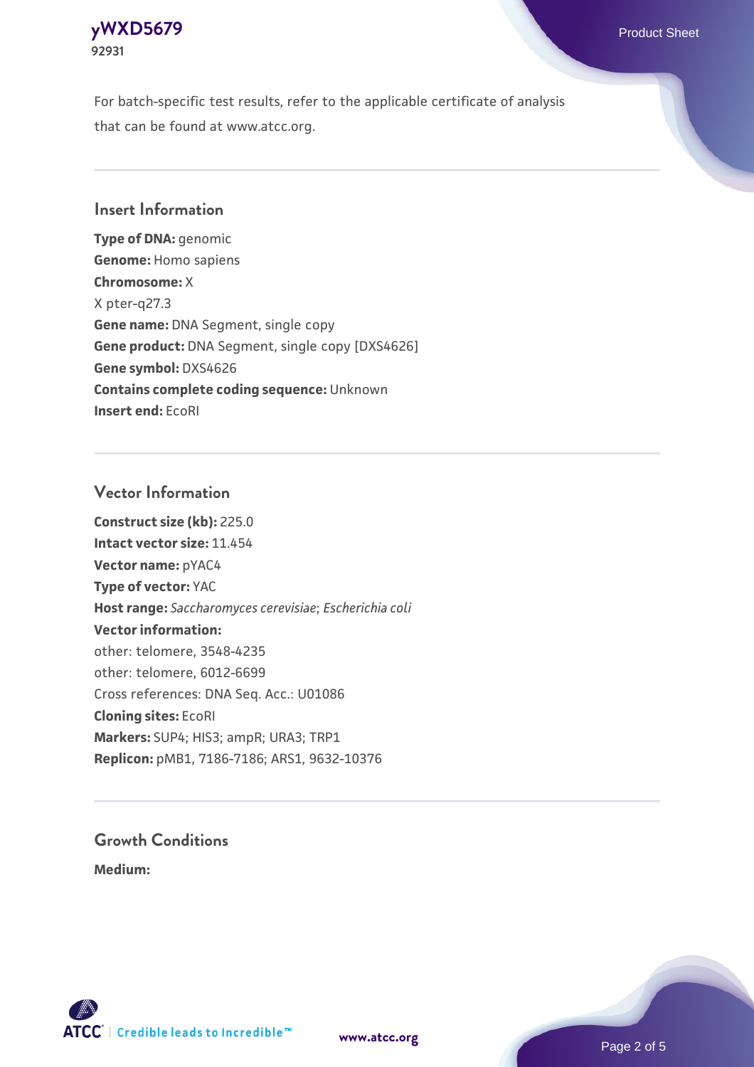For batch-specific test results, refer to the applicable certificate of analysis that can be found at www.atcc.org.

## Insert Information

**Type of DNA:** genomic
**Genome:** Homo sapiens
**Chromosome:** X
X pter-q27.3
**Gene name:** DNA Segment, single copy
**Gene product:** DNA Segment, single copy [DXS4626]
**Gene symbol:** DXS4626
**Contains complete coding sequence:** Unknown
**Insert end:** EcoRI

## Vector Information

**Construct size (kb):** 225.0
**Intact vector size:** 11.454
**Vector name:** pYAC4
**Type of vector:** YAC
**Host range:** *Saccharomyces cerevisiae*; *Escherichia coli*
**Vector information:**
other: telomere, 3548-4235
other: telomere, 6012-6699
Cross references: DNA Seq. Acc.: U01086
**Cloning sites:** EcoRI
**Markers:** SUP4; HIS3; ampR; URA3; TRP1
**Replicon:** pMB1, 7186-7186; ARS1, 9632-10376

## Growth Conditions

**Medium:**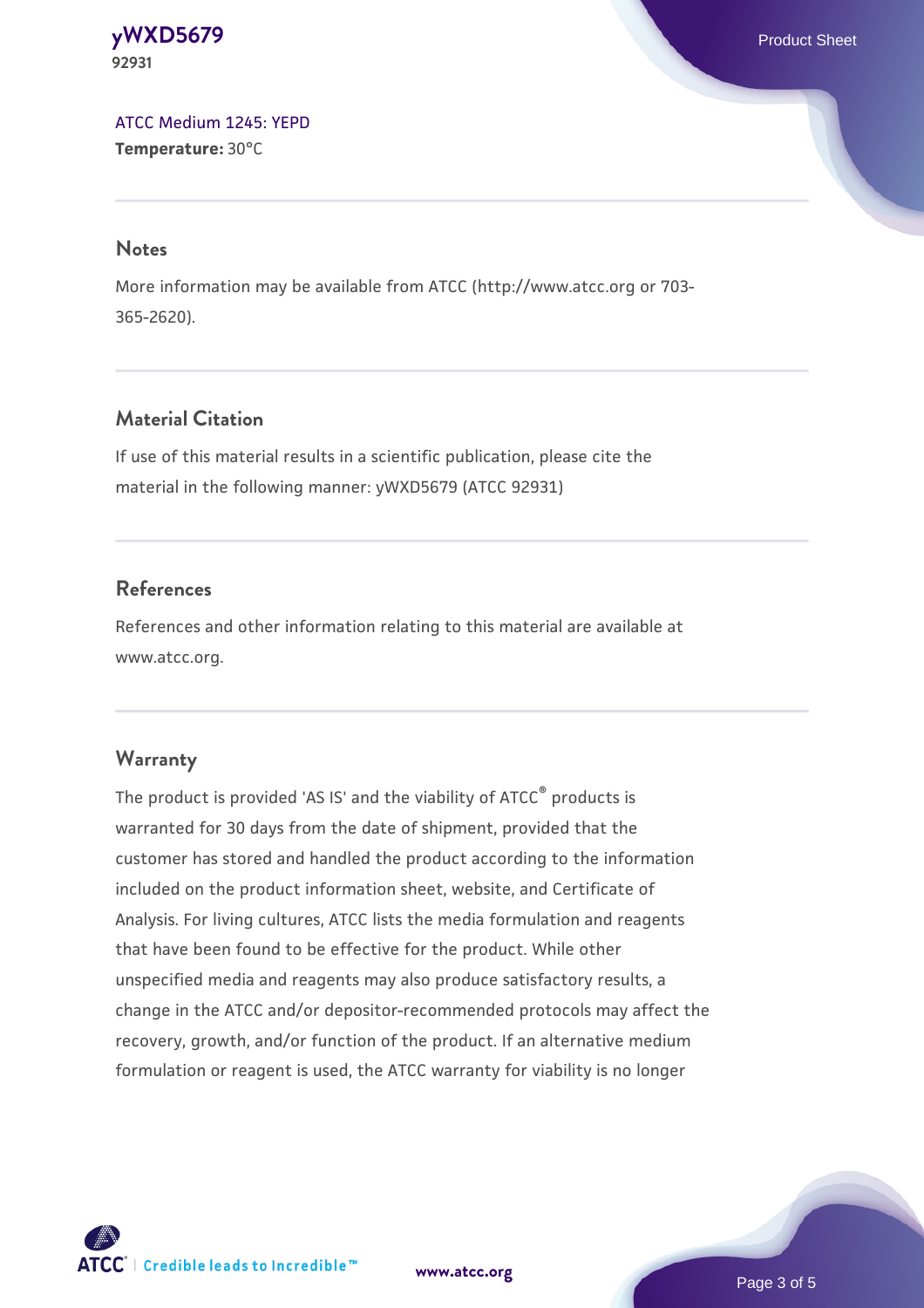ATCC Medium 1245: YEPD
**Temperature:** 30°C

## Notes

More information may be available from ATCC (http://www.atcc.org or 703-365-2620).

## Material Citation

If use of this material results in a scientific publication, please cite the material in the following manner: yWXD5679 (ATCC 92931)

## References

References and other information relating to this material are available at www.atcc.org.

## Warranty

The product is provided 'AS IS' and the viability of ATCC® products is warranted for 30 days from the date of shipment, provided that the customer has stored and handled the product according to the information included on the product information sheet, website, and Certificate of Analysis. For living cultures, ATCC lists the media formulation and reagents that have been found to be effective for the product. While other unspecified media and reagents may also produce satisfactory results, a change in the ATCC and/or depositor-recommended protocols may affect the recovery, growth, and/or function of the product. If an alternative medium formulation or reagent is used, the ATCC warranty for viability is no longer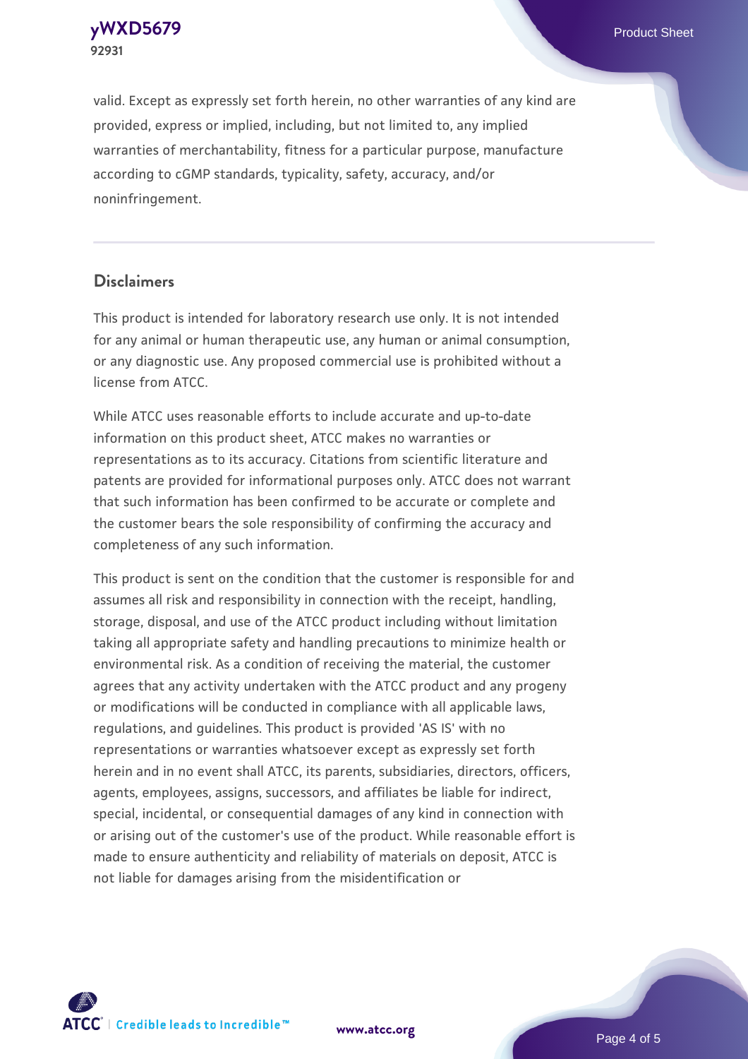valid. Except as expressly set forth herein, no other warranties of any kind are provided, express or implied, including, but not limited to, any implied warranties of merchantability, fitness for a particular purpose, manufacture according to cGMP standards, typicality, safety, accuracy, and/or noninfringement.

## Disclaimers

This product is intended for laboratory research use only. It is not intended for any animal or human therapeutic use, any human or animal consumption, or any diagnostic use. Any proposed commercial use is prohibited without a license from ATCC.

While ATCC uses reasonable efforts to include accurate and up-to-date information on this product sheet, ATCC makes no warranties or representations as to its accuracy. Citations from scientific literature and patents are provided for informational purposes only. ATCC does not warrant that such information has been confirmed to be accurate or complete and the customer bears the sole responsibility of confirming the accuracy and completeness of any such information.

This product is sent on the condition that the customer is responsible for and assumes all risk and responsibility in connection with the receipt, handling, storage, disposal, and use of the ATCC product including without limitation taking all appropriate safety and handling precautions to minimize health or environmental risk. As a condition of receiving the material, the customer agrees that any activity undertaken with the ATCC product and any progeny or modifications will be conducted in compliance with all applicable laws, regulations, and guidelines. This product is provided 'AS IS' with no representations or warranties whatsoever except as expressly set forth herein and in no event shall ATCC, its parents, subsidiaries, directors, officers, agents, employees, assigns, successors, and affiliates be liable for indirect, special, incidental, or consequential damages of any kind in connection with or arising out of the customer's use of the product. While reasonable effort is made to ensure authenticity and reliability of materials on deposit, ATCC is not liable for damages arising from the misidentification or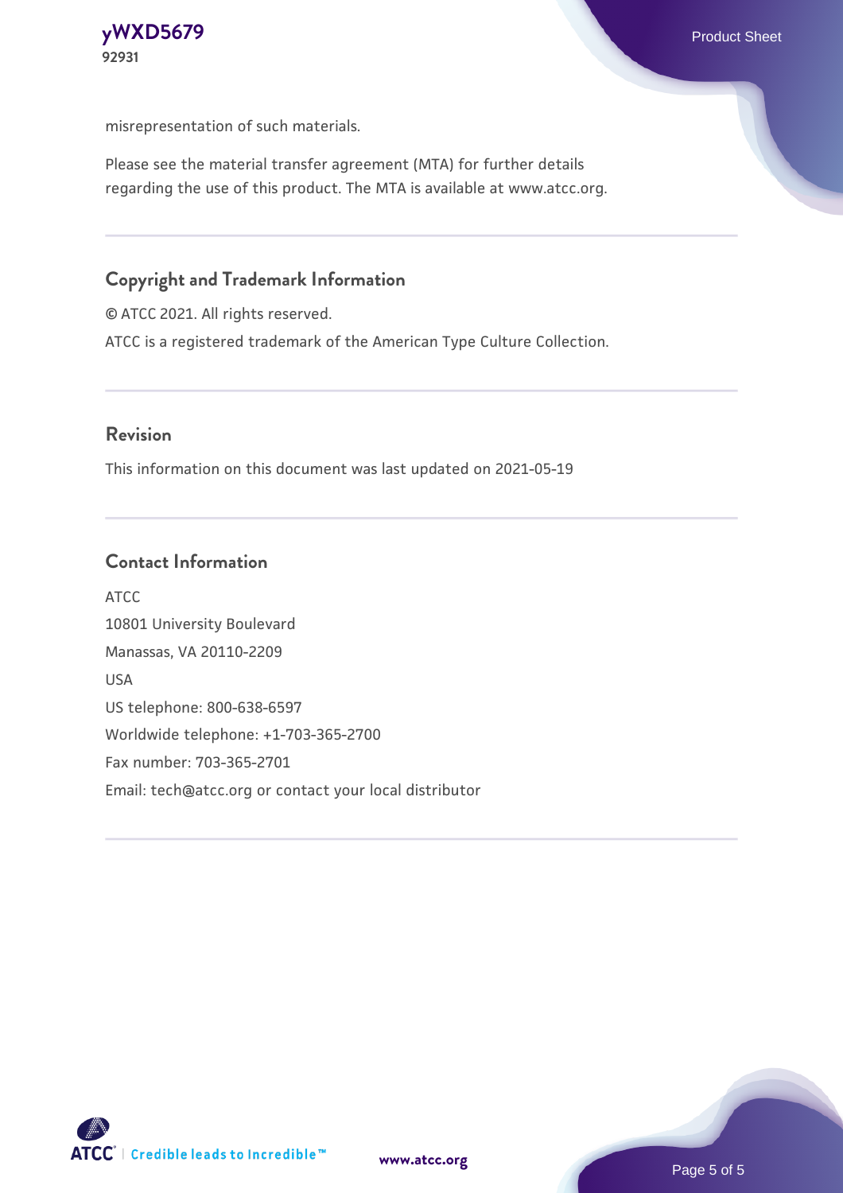misrepresentation of such materials.

Please see the material transfer agreement (MTA) for further details regarding the use of this product. The MTA is available at www.atcc.org.

## Copyright and Trademark Information

© ATCC 2021. All rights reserved.

ATCC is a registered trademark of the American Type Culture Collection.

## Revision

This information on this document was last updated on 2021-05-19

## Contact Information

ATCC
10801 University Boulevard
Manassas, VA 20110-2209
USA
US telephone: 800-638-6597
Worldwide telephone: +1-703-365-2700
Fax number: 703-365-2701
Email: tech@atcc.org or contact your local distributor